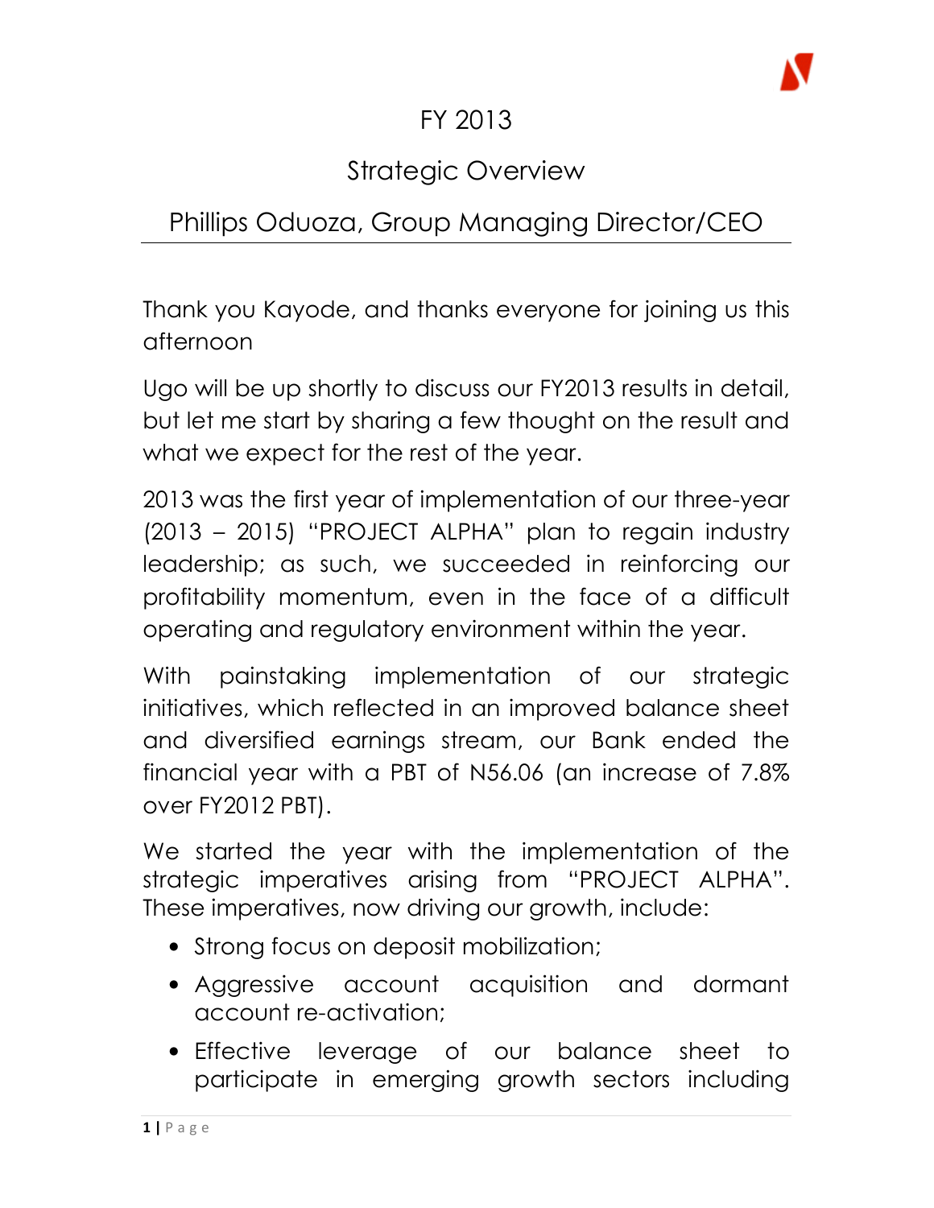# FY 2013

## Strategic Overview

## Phillips Oduoza, Group Managing Director/CEO

Thank you Kayode, and thanks everyone for joining us this afternoon

Ugo will be up shortly to discuss our FY2013 results in detail, but let me start by sharing a few thought on the result and what we expect for the rest of the year.

2013 was the first year of implementation of our three-year (2013 – 2015) "PROJECT ALPHA" plan to regain industry leadership; as such, we succeeded in reinforcing our profitability momentum, even in the face of a difficult operating and regulatory environment within the year.

With painstaking implementation of our strategic initiatives, which reflected in an improved balance sheet and diversified earnings stream, our Bank ended the financial year with a PBT of N56.06 (an increase of 7.8% over FY2012 PBT).

We started the year with the implementation of the strategic imperatives arising from "PROJECT ALPHA". These imperatives, now driving our growth, include:

- Strong focus on deposit mobilization;
- Aggressive account acquisition and dormant account re-activation;
- Effective leverage of our balance sheet to participate in emerging growth sectors including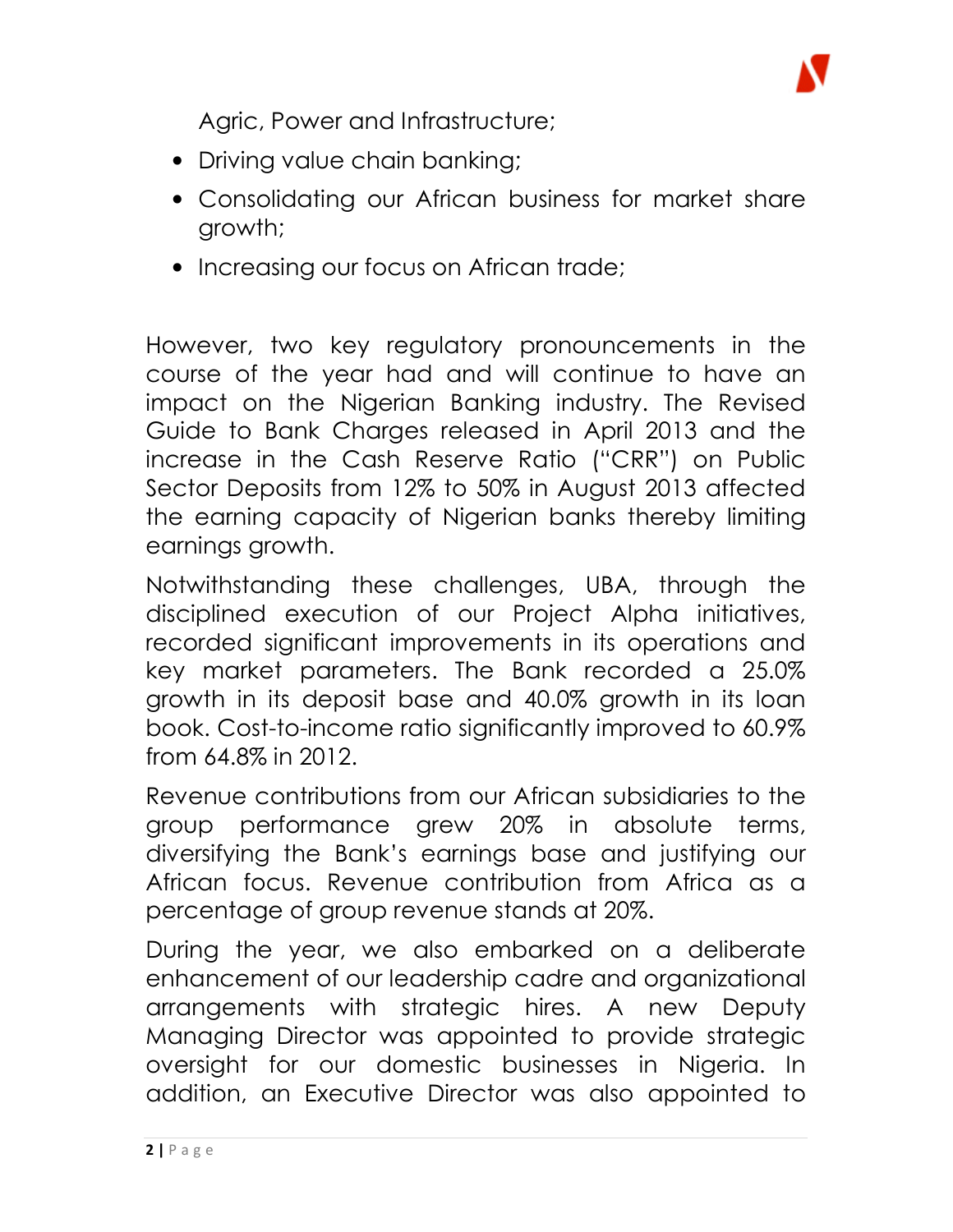Agric, Power and Infrastructure;

- Driving value chain banking;
- Consolidating our African business for market share growth;
- Increasing our focus on African trade;

However, two key regulatory pronouncements in the course of the year had and will continue to have an impact on the Nigerian Banking industry. The Revised Guide to Bank Charges released in April 2013 and the increase in the Cash Reserve Ratio ("CRR") on Public Sector Deposits from 12% to 50% in August 2013 affected the earning capacity of Nigerian banks thereby limiting earnings growth.

Notwithstanding these challenges, UBA, through the disciplined execution of our Project Alpha initiatives, recorded significant improvements in its operations and key market parameters. The Bank recorded a 25.0% growth in its deposit base and 40.0% growth in its loan book. Cost-to-income ratio significantly improved to 60.9% from 64.8% in 2012.

Revenue contributions from our African subsidiaries to the group performance grew 20% in absolute terms, diversifying the Bank's earnings base and justifying our African focus. Revenue contribution from Africa as a percentage of group revenue stands at 20%.

During the year, we also embarked on a deliberate enhancement of our leadership cadre and organizational arrangements with strategic hires. A new Deputy Managing Director was appointed to provide strategic oversight for our domestic businesses in Nigeria. In addition, an Executive Director was also appointed to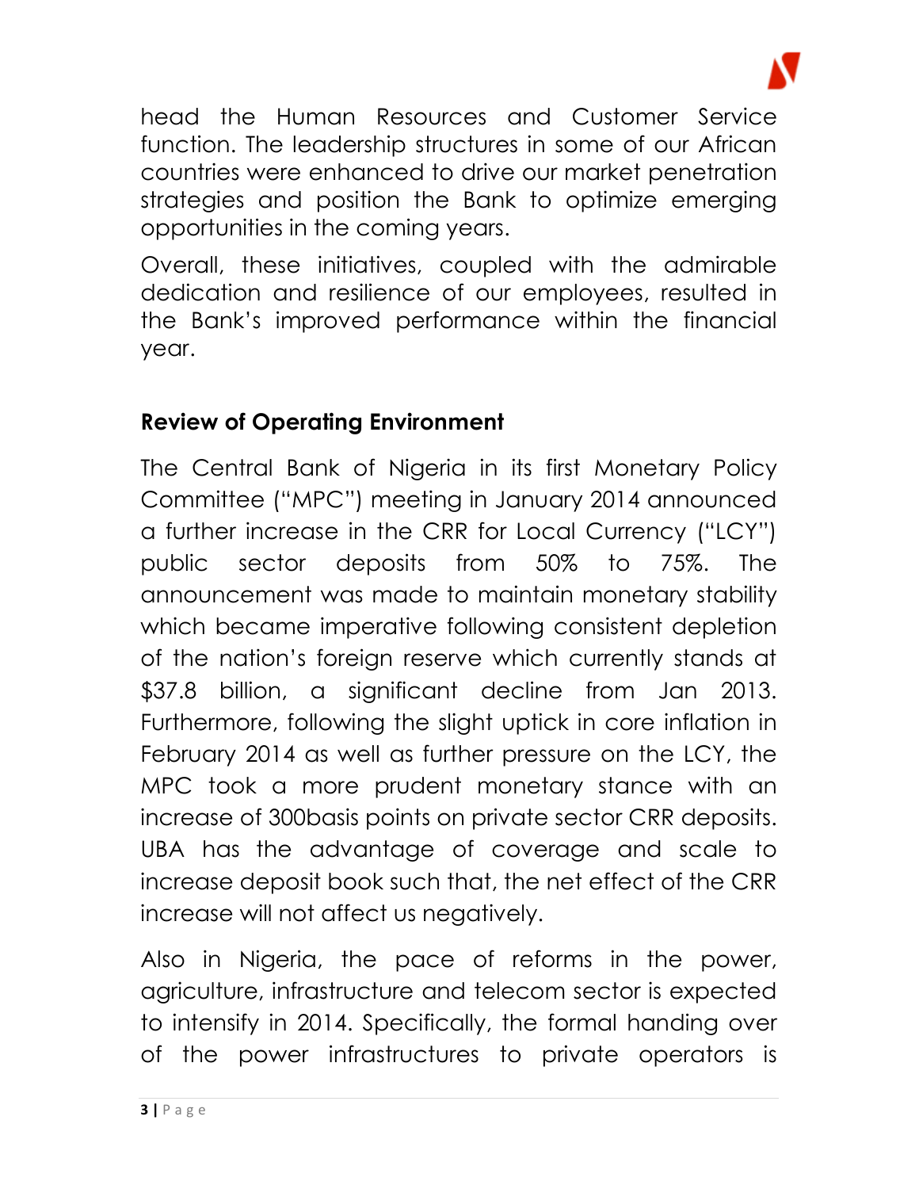head the Human Resources and Customer Service function. The leadership structures in some of our African countries were enhanced to drive our market penetration strategies and position the Bank to optimize emerging opportunities in the coming years.

Overall, these initiatives, coupled with the admirable dedication and resilience of our employees, resulted in the Bank's improved performance within the financial year.

## Review of Operating Environment

The Central Bank of Nigeria in its first Monetary Policy Committee ("MPC") meeting in January 2014 announced a further increase in the CRR for Local Currency ("LCY") public sector deposits from 50% to 75%. The announcement was made to maintain monetary stability which became imperative following consistent depletion of the nation's foreign reserve which currently stands at $37.8 billion, a significant decline from Jan 2013. Furthermore, following the slight uptick in core inflation in February 2014 as well as further pressure on the LCY, the MPC took a more prudent monetary stance with an increase of 300basis points on private sector CRR deposits. UBA has the advantage of coverage and scale to increase deposit book such that, the net effect of the CRR increase will not affect us negatively.

Also in Nigeria, the pace of reforms in the power, agriculture, infrastructure and telecom sector is expected to intensify in 2014. Specifically, the formal handing over of the power infrastructures to private operators is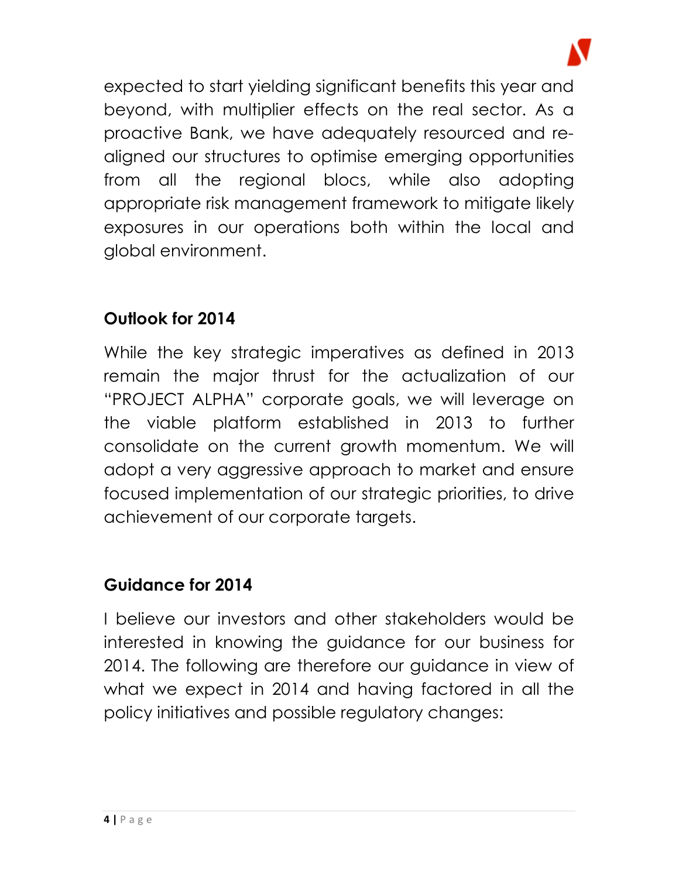expected to start yielding significant benefits this year and beyond, with multiplier effects on the real sector. As a proactive Bank, we have adequately resourced and re-aligned our structures to optimise emerging opportunities from all the regional blocs, while also adopting appropriate risk management framework to mitigate likely exposures in our operations both within the local and global environment.

## Outlook for 2014

While the key strategic imperatives as defined in 2013 remain the major thrust for the actualization of our "PROJECT ALPHA" corporate goals, we will leverage on the viable platform established in 2013 to further consolidate on the current growth momentum. We will adopt a very aggressive approach to market and ensure focused implementation of our strategic priorities, to drive achievement of our corporate targets.

## Guidance for 2014

I believe our investors and other stakeholders would be interested in knowing the guidance for our business for 2014. The following are therefore our guidance in view of what we expect in 2014 and having factored in all the policy initiatives and possible regulatory changes: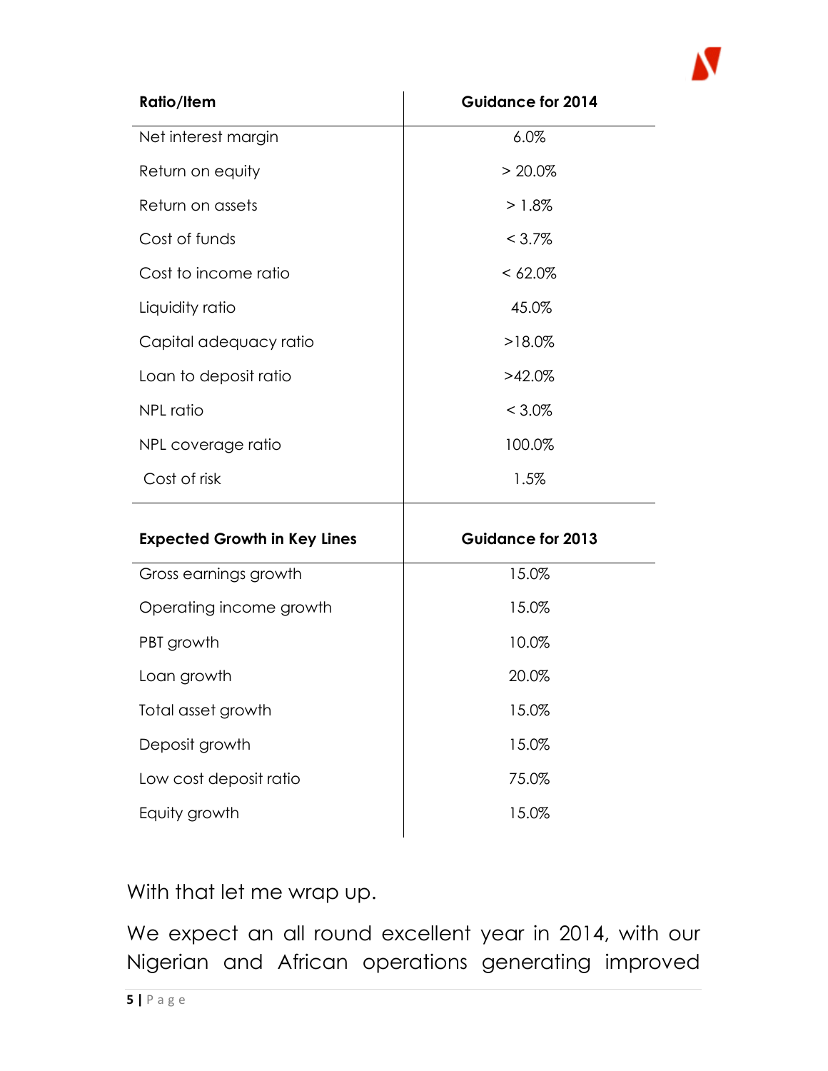| Ratio/Item | Guidance for 2014 |
|---|---|
| Net interest margin | 6.0% |
| Return on equity | > 20.0% |
| Return on assets | > 1.8% |
| Cost of funds | < 3.7% |
| Cost to income ratio | < 62.0% |
| Liquidity ratio | 45.0% |
| Capital adequacy ratio | >18.0% |
| Loan to deposit ratio | >42.0% |
| NPL ratio | < 3.0% |
| NPL coverage ratio | 100.0% |
| Cost of risk | 1.5% |

| Expected Growth in Key Lines | Guidance for 2013 |
|---|---|
| Gross earnings growth | 15.0% |
| Operating income growth | 15.0% |
| PBT growth | 10.0% |
| Loan growth | 20.0% |
| Total asset growth | 15.0% |
| Deposit growth | 15.0% |
| Low cost deposit ratio | 75.0% |
| Equity growth | 15.0% |

With that let me wrap up.

We expect an all round excellent year in 2014, with our Nigerian and African operations generating improved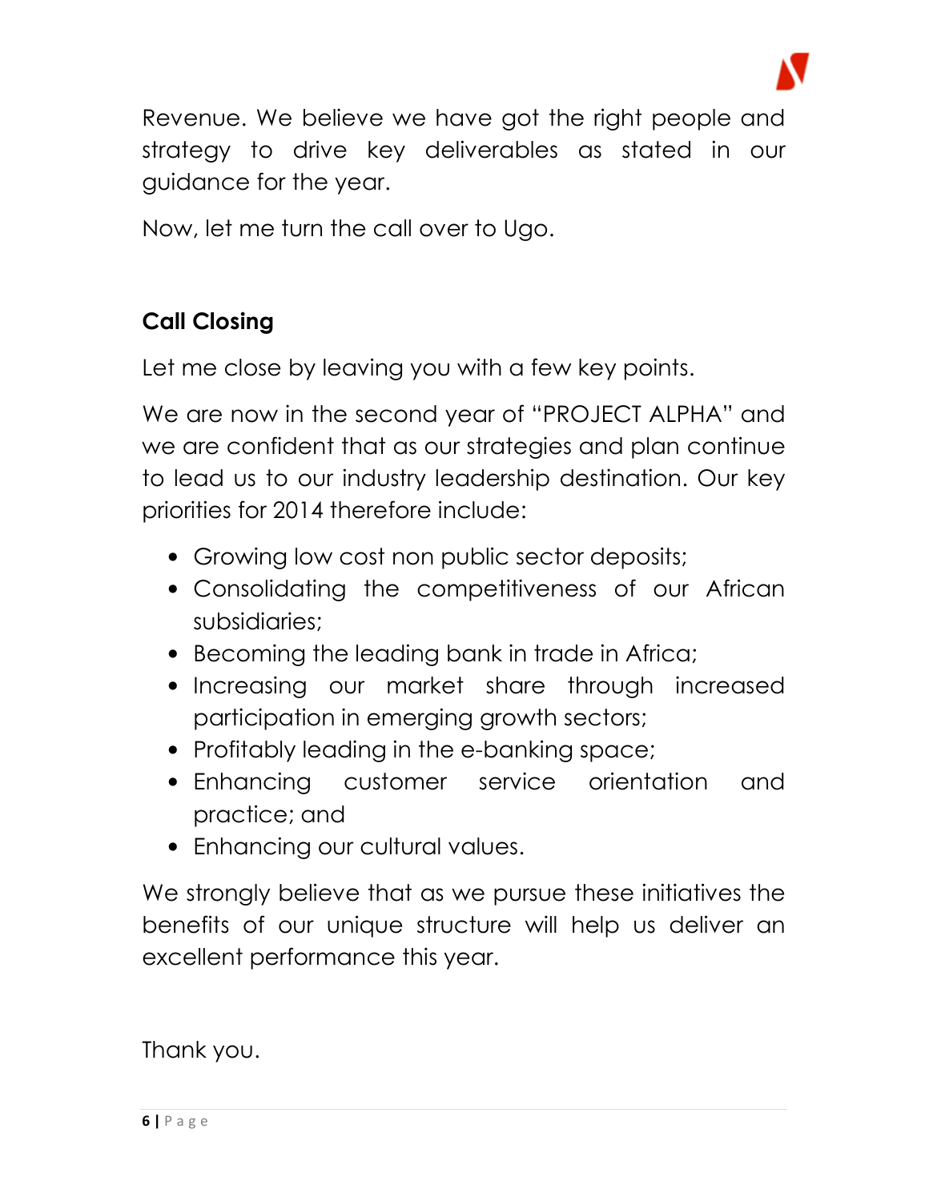Revenue. We believe we have got the right people and strategy to drive key deliverables as stated in our guidance for the year.

Now, let me turn the call over to Ugo.

## Call Closing

Let me close by leaving you with a few key points.

We are now in the second year of "PROJECT ALPHA" and we are confident that as our strategies and plan continue to lead us to our industry leadership destination. Our key priorities for 2014 therefore include:

- Growing low cost non public sector deposits;
- Consolidating the competitiveness of our African subsidiaries;
- Becoming the leading bank in trade in Africa;
- Increasing our market share through increased participation in emerging growth sectors;
- Profitably leading in the e-banking space;
- Enhancing customer service orientation and practice; and
- Enhancing our cultural values.

We strongly believe that as we pursue these initiatives the benefits of our unique structure will help us deliver an excellent performance this year.

Thank you.